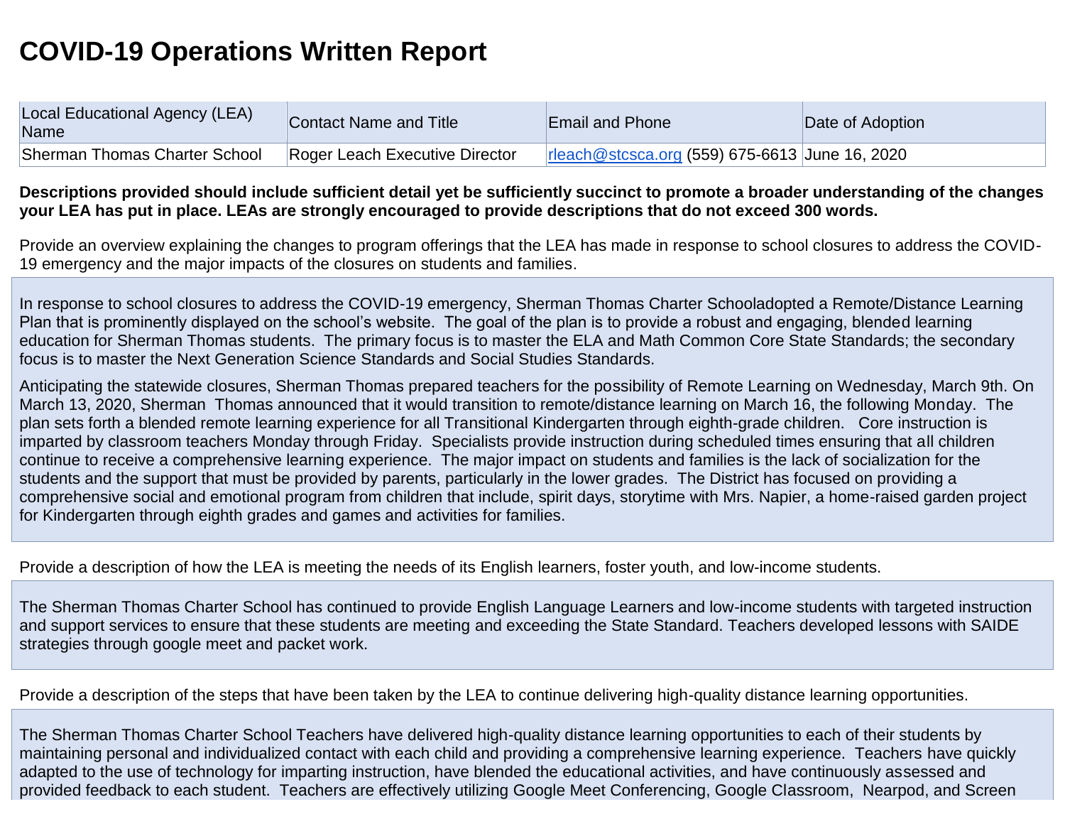# COVID-19 Operations Written Report

| Local Educational Agency (LEA) Name | Contact Name and Title | Email and Phone | Date of Adoption |
|---|---|---|---|
| Sherman Thomas Charter School | Roger Leach Executive Director | rleach@stcsca.org (559) 675-6613 | June 16, 2020 |

**Descriptions provided should include sufficient detail yet be sufficiently succinct to promote a broader understanding of the changes your LEA has put in place. LEAs are strongly encouraged to provide descriptions that do not exceed 300 words.**

Provide an overview explaining the changes to program offerings that the LEA has made in response to school closures to address the COVID-19 emergency and the major impacts of the closures on students and families.

In response to school closures to address the COVID-19 emergency, Sherman Thomas Charter Schooladopted a Remote/Distance Learning Plan that is prominently displayed on the school's website. The goal of the plan is to provide a robust and engaging, blended learning education for Sherman Thomas students. The primary focus is to master the ELA and Math Common Core State Standards; the secondary focus is to master the Next Generation Science Standards and Social Studies Standards.

Anticipating the statewide closures, Sherman Thomas prepared teachers for the possibility of Remote Learning on Wednesday, March 9th. On March 13, 2020, Sherman Thomas announced that it would transition to remote/distance learning on March 16, the following Monday. The plan sets forth a blended remote learning experience for all Transitional Kindergarten through eighth-grade children. Core instruction is imparted by classroom teachers Monday through Friday. Specialists provide instruction during scheduled times ensuring that all children continue to receive a comprehensive learning experience. The major impact on students and families is the lack of socialization for the students and the support that must be provided by parents, particularly in the lower grades. The District has focused on providing a comprehensive social and emotional program from children that include, spirit days, storytime with Mrs. Napier, a home-raised garden project for Kindergarten through eighth grades and games and activities for families.

Provide a description of how the LEA is meeting the needs of its English learners, foster youth, and low-income students.

The Sherman Thomas Charter School has continued to provide English Language Learners and low-income students with targeted instruction and support services to ensure that these students are meeting and exceeding the State Standard. Teachers developed lessons with SAIDE strategies through google meet and packet work.

Provide a description of the steps that have been taken by the LEA to continue delivering high-quality distance learning opportunities.

The Sherman Thomas Charter School Teachers have delivered high-quality distance learning opportunities to each of their students by maintaining personal and individualized contact with each child and providing a comprehensive learning experience. Teachers have quickly adapted to the use of technology for imparting instruction, have blended the educational activities, and have continuously assessed and provided feedback to each student. Teachers are effectively utilizing Google Meet Conferencing, Google Classroom, Nearpod, and Screen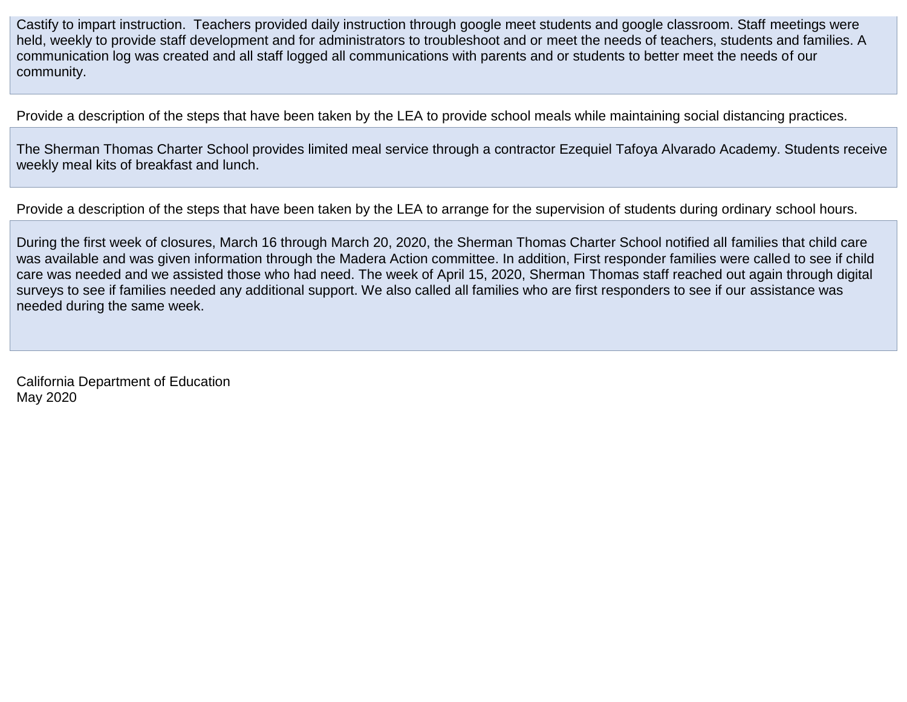Castify to impart instruction.  Teachers provided daily instruction through google meet students and google classroom. Staff meetings were held, weekly to provide staff development and for administrators to troubleshoot and or meet the needs of teachers, students and families. A communication log was created and all staff logged all communications with parents and or students to better meet the needs of our community.

Provide a description of the steps that have been taken by the LEA to provide school meals while maintaining social distancing practices.

The Sherman Thomas Charter School provides limited meal service through a contractor Ezequiel Tafoya Alvarado Academy. Students receive weekly meal kits of breakfast and lunch.

Provide a description of the steps that have been taken by the LEA to arrange for the supervision of students during ordinary school hours.

During the first week of closures, March 16 through March 20, 2020, the Sherman Thomas Charter School notified all families that child care was available and was given information through the Madera Action committee. In addition, First responder families were called to see if child care was needed and we assisted those who had need. The week of April 15, 2020, Sherman Thomas staff reached out again through digital surveys to see if families needed any additional support. We also called all families who are first responders to see if our assistance was needed during the same week.